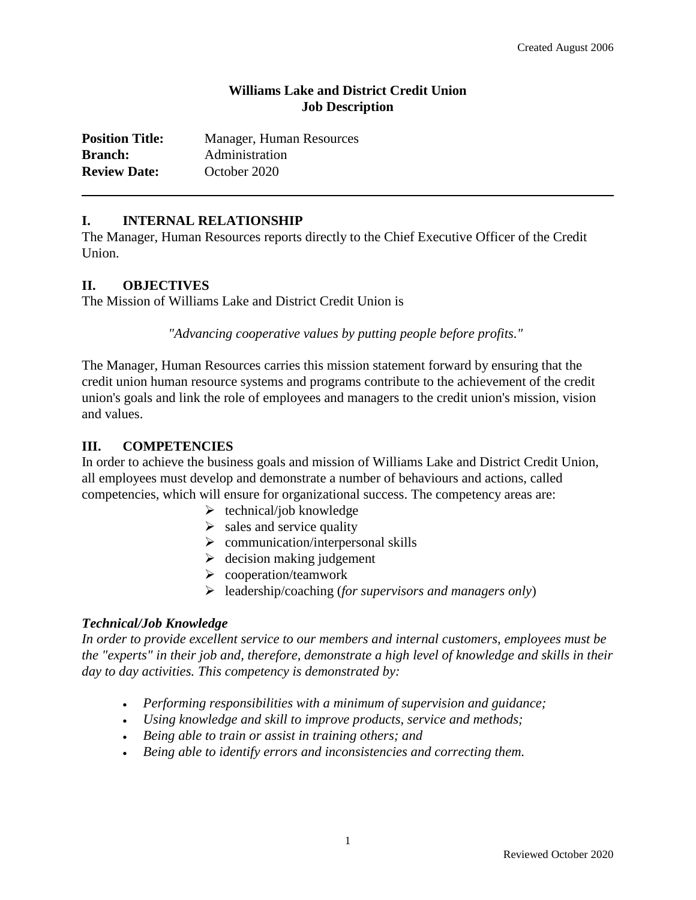# Williams Lake and District Credit Union
## Job Description

**Position Title:** Manager, Human Resources
**Branch:** Administration
**Review Date:** October 2020

---

## I. INTERNAL RELATIONSHIP

The Manager, Human Resources reports directly to the Chief Executive Officer of the Credit Union.

## II. OBJECTIVES

The Mission of Williams Lake and District Credit Union is

*"Advancing cooperative values by putting people before profits."*

The Manager, Human Resources carries this mission statement forward by ensuring that the credit union human resource systems and programs contribute to the achievement of the credit union's goals and link the role of employees and managers to the credit union's mission, vision and values.

## III. COMPETENCIES

In order to achieve the business goals and mission of Williams Lake and District Credit Union, all employees must develop and demonstrate a number of behaviours and actions, called competencies, which will ensure for organizational success. The competency areas are:

- technical/job knowledge
- sales and service quality
- communication/interpersonal skills
- decision making judgement
- cooperation/teamwork
- leadership/coaching (*for supervisors and managers only*)

### *Technical/Job Knowledge*

*In order to provide excellent service to our members and internal customers, employees must be the "experts" in their job and, therefore, demonstrate a high level of knowledge and skills in their day to day activities. This competency is demonstrated by:*

- *Performing responsibilities with a minimum of supervision and guidance;*
- *Using knowledge and skill to improve products, service and methods;*
- *Being able to train or assist in training others; and*
- *Being able to identify errors and inconsistencies and correcting them.*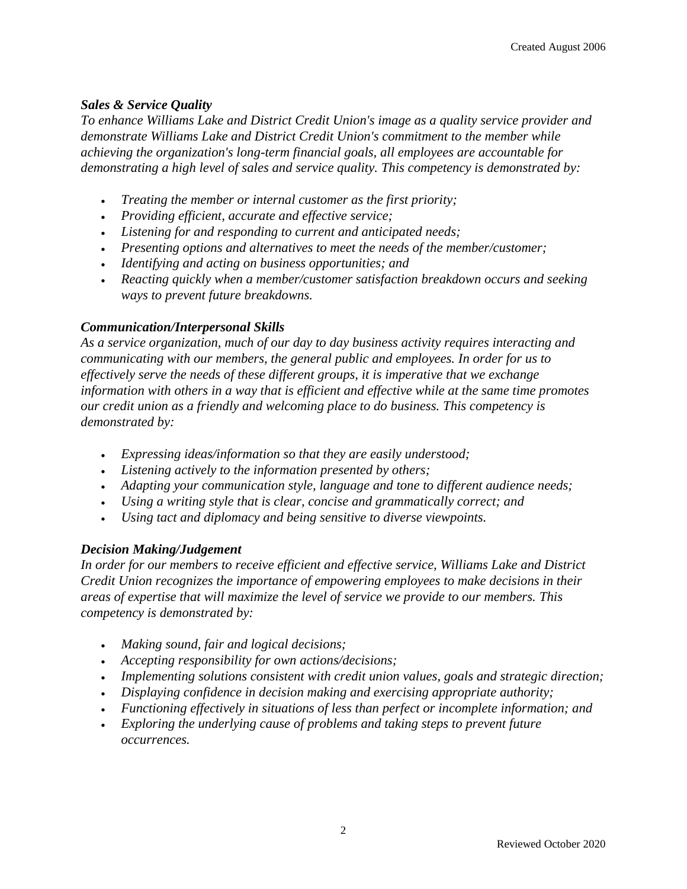***Sales & Service Quality***

*To enhance Williams Lake and District Credit Union's image as a quality service provider and demonstrate Williams Lake and District Credit Union's commitment to the member while achieving the organization's long-term financial goals, all employees are accountable for demonstrating a high level of sales and service quality. This competency is demonstrated by:*

- *Treating the member or internal customer as the first priority;*
- *Providing efficient, accurate and effective service;*
- *Listening for and responding to current and anticipated needs;*
- *Presenting options and alternatives to meet the needs of the member/customer;*
- *Identifying and acting on business opportunities; and*
- *Reacting quickly when a member/customer satisfaction breakdown occurs and seeking ways to prevent future breakdowns.*

***Communication/Interpersonal Skills***

*As a service organization, much of our day to day business activity requires interacting and communicating with our members, the general public and employees. In order for us to effectively serve the needs of these different groups, it is imperative that we exchange information with others in a way that is efficient and effective while at the same time promotes our credit union as a friendly and welcoming place to do business. This competency is demonstrated by:*

- *Expressing ideas/information so that they are easily understood;*
- *Listening actively to the information presented by others;*
- *Adapting your communication style, language and tone to different audience needs;*
- *Using a writing style that is clear, concise and grammatically correct; and*
- *Using tact and diplomacy and being sensitive to diverse viewpoints.*

***Decision Making/Judgement***

*In order for our members to receive efficient and effective service, Williams Lake and District Credit Union recognizes the importance of empowering employees to make decisions in their areas of expertise that will maximize the level of service we provide to our members. This competency is demonstrated by:*

- *Making sound, fair and logical decisions;*
- *Accepting responsibility for own actions/decisions;*
- *Implementing solutions consistent with credit union values, goals and strategic direction;*
- *Displaying confidence in decision making and exercising appropriate authority;*
- *Functioning effectively in situations of less than perfect or incomplete information; and*
- *Exploring the underlying cause of problems and taking steps to prevent future occurrences.*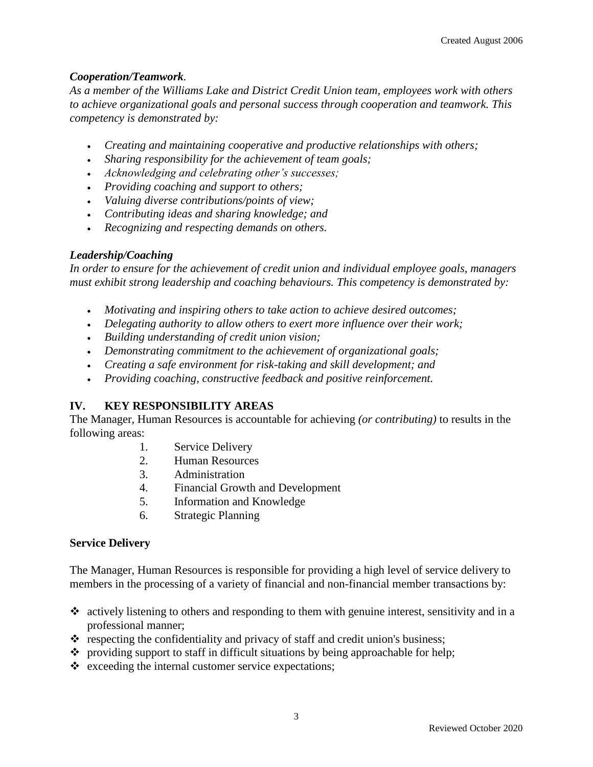***Cooperation/Teamwork*.**

*As a member of the Williams Lake and District Credit Union team, employees work with others to achieve organizational goals and personal success through cooperation and teamwork. This competency is demonstrated by:*

- *Creating and maintaining cooperative and productive relationships with others;*
- *Sharing responsibility for the achievement of team goals;*
- *Acknowledging and celebrating other's successes;*
- *Providing coaching and support to others;*
- *Valuing diverse contributions/points of view;*
- *Contributing ideas and sharing knowledge; and*
- *Recognizing and respecting demands on others.*

***Leadership/Coaching***

*In order to ensure for the achievement of credit union and individual employee goals, managers must exhibit strong leadership and coaching behaviours. This competency is demonstrated by:*

- *Motivating and inspiring others to take action to achieve desired outcomes;*
- *Delegating authority to allow others to exert more influence over their work;*
- *Building understanding of credit union vision;*
- *Demonstrating commitment to the achievement of organizational goals;*
- *Creating a safe environment for risk-taking and skill development; and*
- *Providing coaching, constructive feedback and positive reinforcement.*

## IV. KEY RESPONSIBILITY AREAS

The Manager, Human Resources is accountable for achieving *(or contributing)* to results in the following areas:

1. Service Delivery
2. Human Resources
3. Administration
4. Financial Growth and Development
5. Information and Knowledge
6. Strategic Planning

**Service Delivery**

The Manager, Human Resources is responsible for providing a high level of service delivery to members in the processing of a variety of financial and non-financial member transactions by:

- ❖ actively listening to others and responding to them with genuine interest, sensitivity and in a professional manner;
- ❖ respecting the confidentiality and privacy of staff and credit union's business;
- ❖ providing support to staff in difficult situations by being approachable for help;
- ❖ exceeding the internal customer service expectations;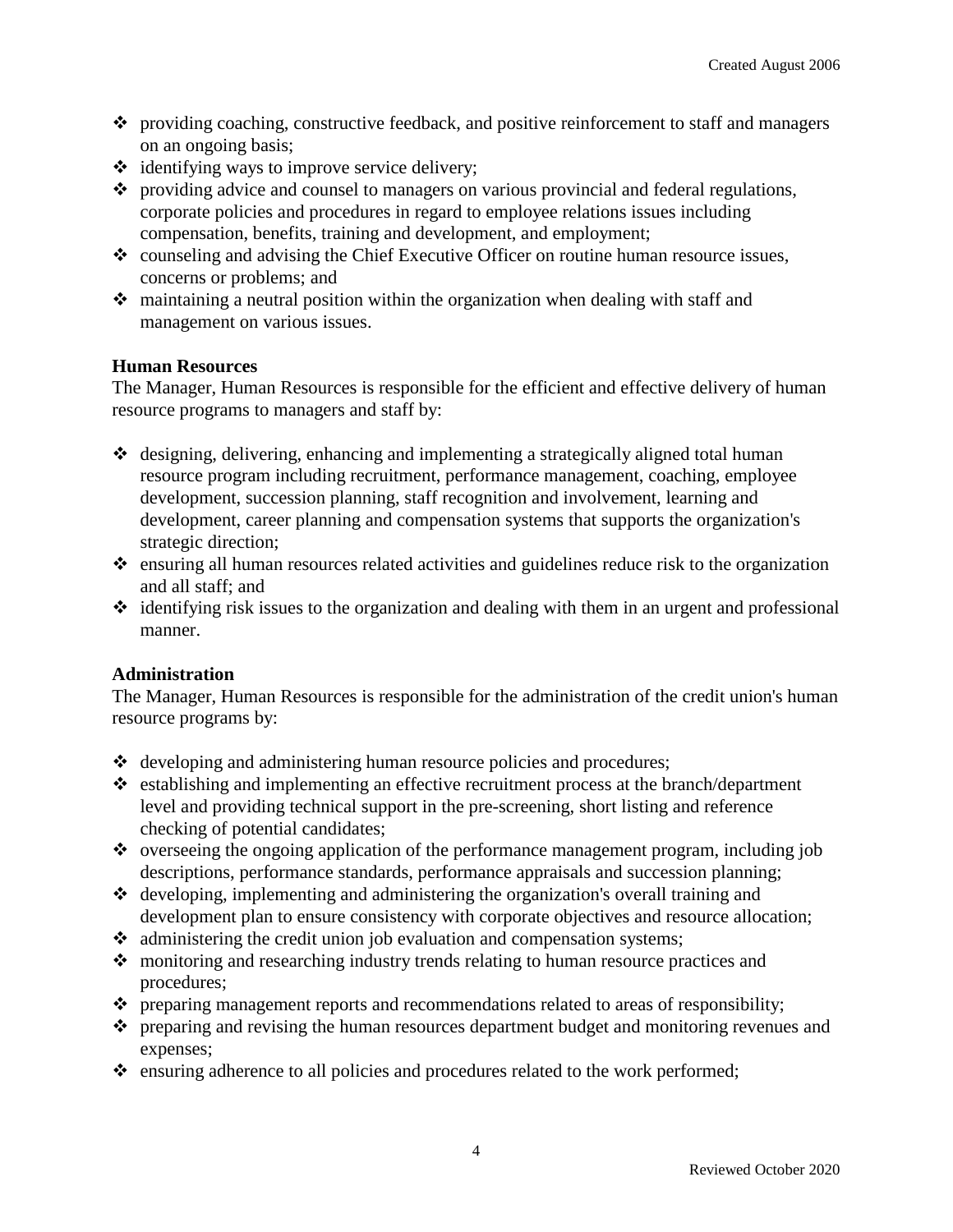- providing coaching, constructive feedback, and positive reinforcement to staff and managers on an ongoing basis;
- identifying ways to improve service delivery;
- providing advice and counsel to managers on various provincial and federal regulations, corporate policies and procedures in regard to employee relations issues including compensation, benefits, training and development, and employment;
- counseling and advising the Chief Executive Officer on routine human resource issues, concerns or problems; and
- maintaining a neutral position within the organization when dealing with staff and management on various issues.

**Human Resources**
The Manager, Human Resources is responsible for the efficient and effective delivery of human resource programs to managers and staff by:

- designing, delivering, enhancing and implementing a strategically aligned total human resource program including recruitment, performance management, coaching, employee development, succession planning, staff recognition and involvement, learning and development, career planning and compensation systems that supports the organization's strategic direction;
- ensuring all human resources related activities and guidelines reduce risk to the organization and all staff; and
- identifying risk issues to the organization and dealing with them in an urgent and professional manner.

**Administration**
The Manager, Human Resources is responsible for the administration of the credit union's human resource programs by:

- developing and administering human resource policies and procedures;
- establishing and implementing an effective recruitment process at the branch/department level and providing technical support in the pre-screening, short listing and reference checking of potential candidates;
- overseeing the ongoing application of the performance management program, including job descriptions, performance standards, performance appraisals and succession planning;
- developing, implementing and administering the organization's overall training and development plan to ensure consistency with corporate objectives and resource allocation;
- administering the credit union job evaluation and compensation systems;
- monitoring and researching industry trends relating to human resource practices and procedures;
- preparing management reports and recommendations related to areas of responsibility;
- preparing and revising the human resources department budget and monitoring revenues and expenses;
- ensuring adherence to all policies and procedures related to the work performed;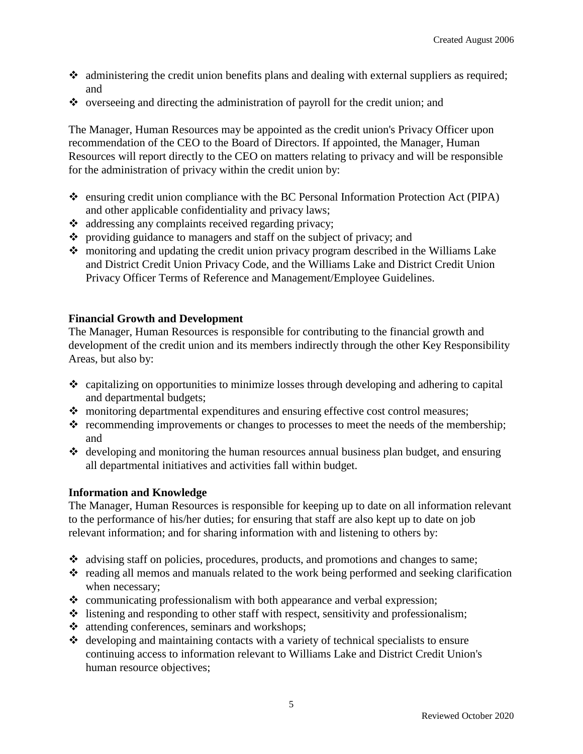- administering the credit union benefits plans and dealing with external suppliers as required; and
- overseeing and directing the administration of payroll for the credit union; and

The Manager, Human Resources may be appointed as the credit union's Privacy Officer upon recommendation of the CEO to the Board of Directors. If appointed, the Manager, Human Resources will report directly to the CEO on matters relating to privacy and will be responsible for the administration of privacy within the credit union by:

- ensuring credit union compliance with the BC Personal Information Protection Act (PIPA) and other applicable confidentiality and privacy laws;
- addressing any complaints received regarding privacy;
- providing guidance to managers and staff on the subject of privacy; and
- monitoring and updating the credit union privacy program described in the Williams Lake and District Credit Union Privacy Code, and the Williams Lake and District Credit Union Privacy Officer Terms of Reference and Management/Employee Guidelines.

**Financial Growth and Development**

The Manager, Human Resources is responsible for contributing to the financial growth and development of the credit union and its members indirectly through the other Key Responsibility Areas, but also by:

- capitalizing on opportunities to minimize losses through developing and adhering to capital and departmental budgets;
- monitoring departmental expenditures and ensuring effective cost control measures;
- recommending improvements or changes to processes to meet the needs of the membership; and
- developing and monitoring the human resources annual business plan budget, and ensuring all departmental initiatives and activities fall within budget.

**Information and Knowledge**

The Manager, Human Resources is responsible for keeping up to date on all information relevant to the performance of his/her duties; for ensuring that staff are also kept up to date on job relevant information; and for sharing information with and listening to others by:

- advising staff on policies, procedures, products, and promotions and changes to same;
- reading all memos and manuals related to the work being performed and seeking clarification when necessary;
- communicating professionalism with both appearance and verbal expression;
- listening and responding to other staff with respect, sensitivity and professionalism;
- attending conferences, seminars and workshops;
- developing and maintaining contacts with a variety of technical specialists to ensure continuing access to information relevant to Williams Lake and District Credit Union's human resource objectives;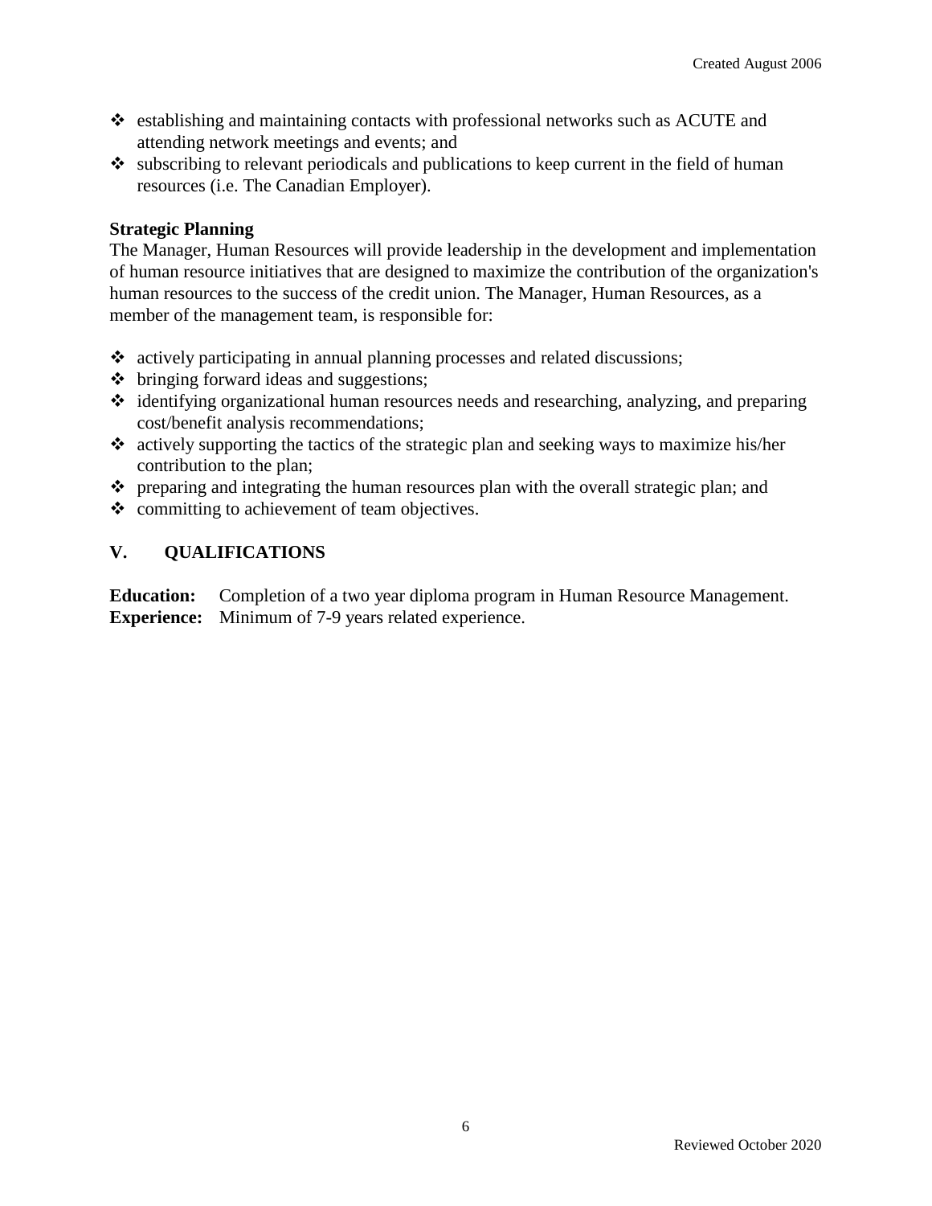- establishing and maintaining contacts with professional networks such as ACUTE and attending network meetings and events; and
- subscribing to relevant periodicals and publications to keep current in the field of human resources (i.e. The Canadian Employer).

**Strategic Planning**

The Manager, Human Resources will provide leadership in the development and implementation of human resource initiatives that are designed to maximize the contribution of the organization's human resources to the success of the credit union. The Manager, Human Resources, as a member of the management team, is responsible for:

- actively participating in annual planning processes and related discussions;
- bringing forward ideas and suggestions;
- identifying organizational human resources needs and researching, analyzing, and preparing cost/benefit analysis recommendations;
- actively supporting the tactics of the strategic plan and seeking ways to maximize his/her contribution to the plan;
- preparing and integrating the human resources plan with the overall strategic plan; and
- committing to achievement of team objectives.

## V. QUALIFICATIONS

**Education:** Completion of a two year diploma program in Human Resource Management.
**Experience:** Minimum of 7-9 years related experience.